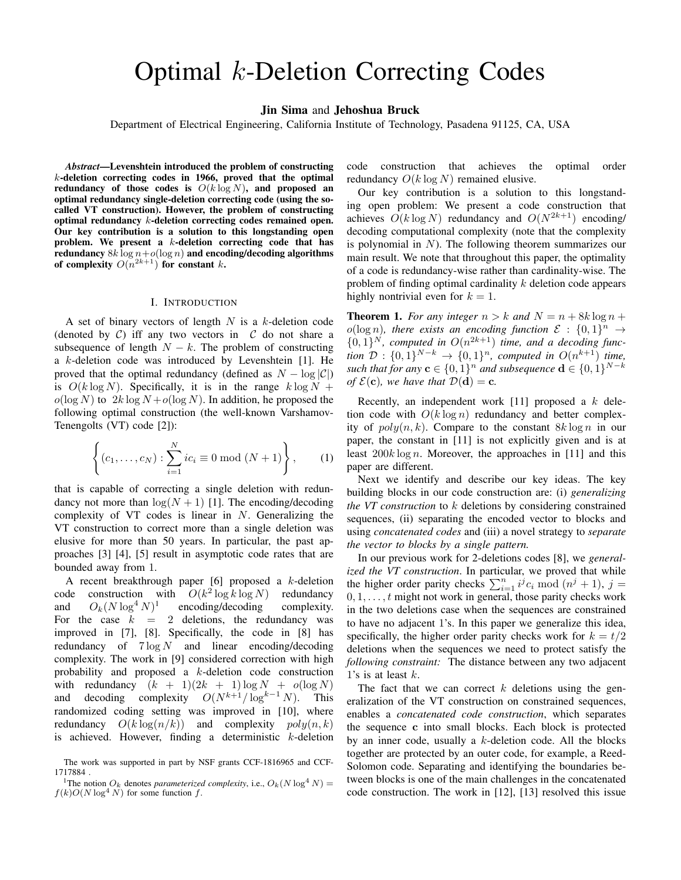# Optimal $k$-Deletion Correcting Codes

**Jin Sima** and **Jehoshua Bruck**

Department of Electrical Engineering, California Institute of Technology, Pasadena 91125, CA, USA

***Abstract*—Levenshtein introduced the problem of constructing $k$-deletion correcting codes in 1966, proved that the optimal redundancy of those codes is $O(k \log N)$, and proposed an optimal redundancy single-deletion correcting code (using the so-called VT construction). However, the problem of constructing optimal redundancy $k$-deletion correcting codes remained open. Our key contribution is a solution to this longstanding open problem. We present a $k$-deletion correcting code that has redundancy $8k \log n + o(\log n)$ and encoding/decoding algorithms of complexity $O(n^{2k+1})$ for constant $k$.**

## I. Introduction

A set of binary vectors of length $N$ is a $k$-deletion code (denoted by $\mathcal{C}$) iff any two vectors in $\mathcal{C}$ do not share a subsequence of length $N-k$. The problem of constructing a $k$-deletion code was introduced by Levenshtein [1]. He proved that the optimal redundancy (defined as $N - \log|\mathcal{C}|$) is $O(k \log N)$. Specifically, it is in the range $k \log N + o(\log N)$ to $2k \log N + o(\log N)$. In addition, he proposed the following optimal construction (the well-known Varshamov-Tenengolts (VT) code [2]):

$$\left\{(c_1, \ldots, c_N) : \sum_{i=1}^{N} i c_i \equiv 0 \bmod (N+1)\right\}, \tag{1}$$

that is capable of correcting a single deletion with redundancy not more than $\log(N+1)$ [1]. The encoding/decoding complexity of VT codes is linear in $N$. Generalizing the VT construction to correct more than a single deletion was elusive for more than 50 years. In particular, the past approaches [3] [4], [5] result in asymptotic code rates that are bounded away from 1.

A recent breakthrough paper [6] proposed a $k$-deletion code construction with $O(k^2 \log k \log N)$ redundancy and $O_k(N \log^4 N)$[1] encoding/decoding complexity. For the case $k = 2$ deletions, the redundancy was improved in [7], [8]. Specifically, the code in [8] has redundancy of $7 \log N$ and linear encoding/decoding complexity. The work in [9] considered correction with high probability and proposed a $k$-deletion code construction with redundancy $(k+1)(2k+1)\log N + o(\log N)$ and decoding complexity $O(N^{k+1}/\log^{k-1} N)$. This randomized coding setting was improved in [10], where redundancy $O(k \log(n/k))$ and complexity $poly(n, k)$ is achieved. However, finding a deterministic $k$-deletion code construction that achieves the optimal order redundancy $O(k \log N)$ remained elusive.

Our key contribution is a solution to this longstanding open problem: We present a code construction that achieves $O(k \log N)$ redundancy and $O(N^{2k+1})$ encoding/decoding computational complexity (note that the complexity is polynomial in $N$). The following theorem summarizes our main result. We note that throughout this paper, the optimality of a code is redundancy-wise rather than cardinality-wise. The problem of finding optimal cardinality $k$ deletion code appears highly nontrivial even for $k = 1$.

**Theorem 1.** *For any integer $n > k$ and $N = n + 8k \log n + o(\log n)$, there exists an encoding function $\mathcal{E} : \{0,1\}^n \to \{0,1\}^N$, computed in $O(n^{2k+1})$ time, and a decoding function $\mathcal{D} : \{0,1\}^{N-k} \to \{0,1\}^n$, computed in $O(n^{k+1})$ time, such that for any $\mathbf{c} \in \{0,1\}^n$ and subsequence $\mathbf{d} \in \{0,1\}^{N-k}$ of $\mathcal{E}(\mathbf{c})$, we have that $\mathcal{D}(\mathbf{d}) = \mathbf{c}$.*

Recently, an independent work [11] proposed a $k$ deletion code with $O(k \log n)$ redundancy and better complexity of $poly(n, k)$. Compare to the constant $8k \log n$ in our paper, the constant in [11] is not explicitly given and is at least $200k \log n$. Moreover, the approaches in [11] and this paper are different.

Next we identify and describe our key ideas. The key building blocks in our code construction are: (i) *generalizing the VT construction* to $k$ deletions by considering constrained sequences, (ii) separating the encoded vector to blocks and using *concatenated codes* and (iii) a novel strategy to *separate the vector to blocks by a single pattern.*

In our previous work for 2-deletions codes [8], we *generalized the VT construction*. In particular, we proved that while the higher order parity checks $\sum_{i=1}^{n} i^j c_i \bmod (n^j + 1)$, $j = 0, 1, \ldots, t$ might not work in general, those parity checks work in the two deletions case when the sequences are constrained to have no adjacent 1's. In this paper we generalize this idea, specifically, the higher order parity checks work for $k = t/2$ deletions when the sequences we need to protect satisfy the *following constraint:* The distance between any two adjacent 1's is at least $k$.

The fact that we can correct $k$ deletions using the generalization of the VT construction on constrained sequences, enables a *concatenated code construction*, which separates the sequence $\mathbf{c}$ into small blocks. Each block is protected by an inner code, usually a $k$-deletion code. All the blocks together are protected by an outer code, for example, a Reed-Solomon code. Separating and identifying the boundaries between blocks is one of the main challenges in the concatenated code construction. The work in [12], [13] resolved this issue

The work was supported in part by NSF grants CCF-1816965 and CCF-1717884 .

[1]The notion $O_k$ denotes *parameterized complexity*, i.e., $O_k(N \log^4 N) = f(k)O(N \log^4 N)$ for some function $f$.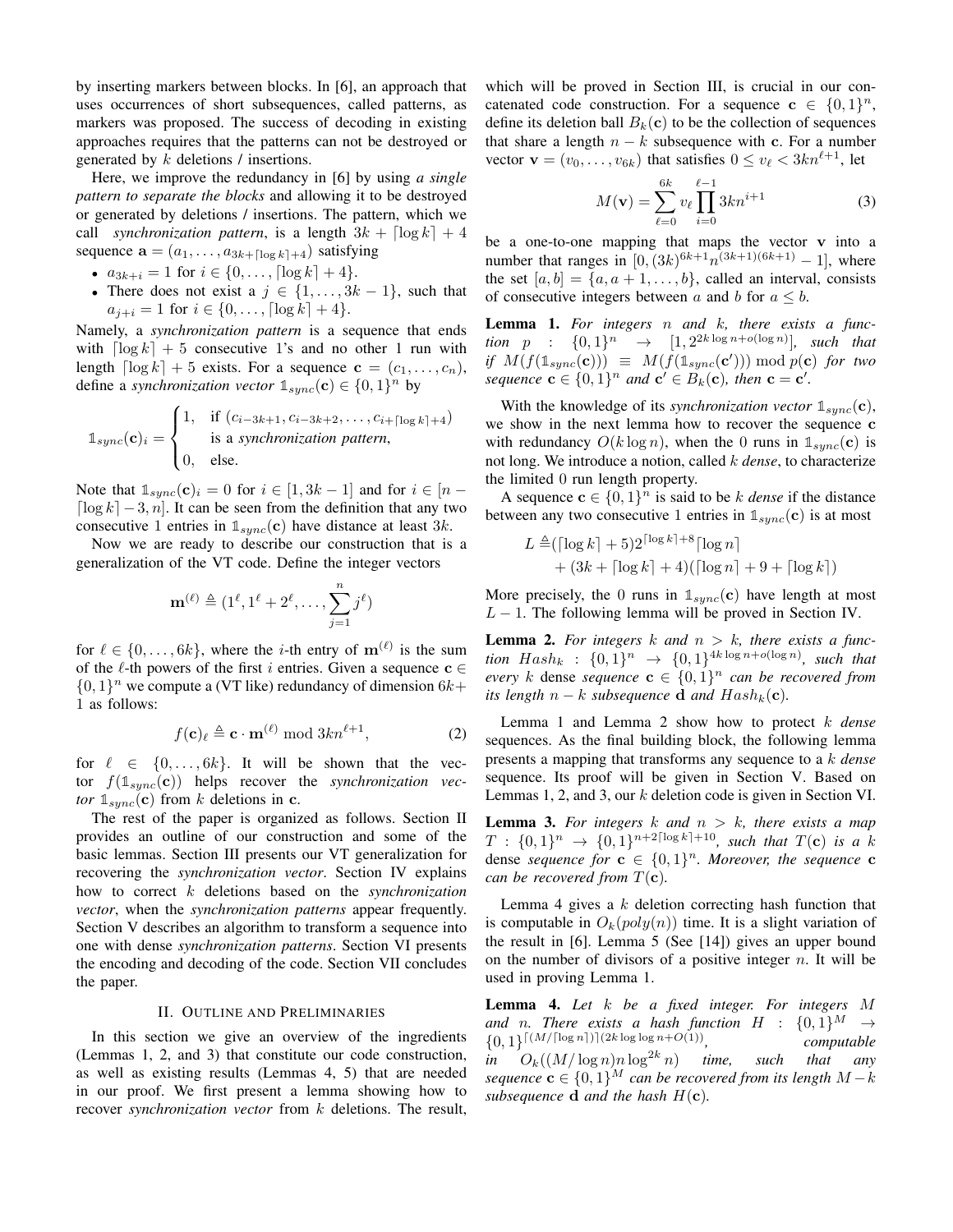by inserting markers between blocks. In [6], an approach that uses occurrences of short subsequences, called patterns, as markers was proposed. The success of decoding in existing approaches requires that the patterns can not be destroyed or generated by $k$ deletions / insertions.

Here, we improve the redundancy in [6] by using *a single pattern to separate the blocks* and allowing it to be destroyed or generated by deletions / insertions. The pattern, which we call *synchronization pattern*, is a length $3k + \lceil \log k \rceil + 4$ sequence $\mathbf{a} = (a_1, \ldots, a_{3k+\lceil \log k \rceil + 4})$ satisfying

- $a_{3k+i} = 1$ for $i \in \{0, \ldots, \lceil \log k \rceil + 4\}$.
- There does not exist a $j \in \{1, \ldots, 3k-1\}$, such that $a_{j+i} = 1$ for $i \in \{0, \ldots, \lceil \log k \rceil + 4\}$.

Namely, a *synchronization pattern* is a sequence that ends with $\lceil \log k \rceil + 5$ consecutive 1's and no other 1 run with length $\lceil \log k \rceil + 5$ exists. For a sequence $\mathbf{c} = (c_1, \ldots, c_n)$, define a *synchronization vector* $\mathbb{1}_{sync}(\mathbf{c}) \in \{0,1\}^n$ by

$$\mathbb{1}_{sync}(\mathbf{c})_i = \begin{cases} 1, & \text{if } (c_{i-3k+1}, c_{i-3k+2}, \ldots, c_{i+\lceil \log k \rceil + 4}) \\ & \text{is a } \textit{synchronization pattern}, \\ 0, & \text{else.} \end{cases}$$

Note that $\mathbb{1}_{sync}(\mathbf{c})_i = 0$ for $i \in [1, 3k-1]$ and for $i \in [n - \lceil \log k \rceil - 3, n]$. It can be seen from the definition that any two consecutive 1 entries in $\mathbb{1}_{sync}(\mathbf{c})$ have distance at least $3k$.

Now we are ready to describe our construction that is a generalization of the VT code. Define the integer vectors

$$\mathbf{m}^{(\ell)} \triangleq (1^\ell, 1^\ell + 2^\ell, \ldots, \sum_{j=1}^{n} j^\ell)$$

for $\ell \in \{0, \ldots, 6k\}$, where the $i$-th entry of $\mathbf{m}^{(\ell)}$ is the sum of the $\ell$-th powers of the first $i$ entries. Given a sequence $\mathbf{c} \in \{0,1\}^n$ we compute a (VT like) redundancy of dimension $6k+1$ as follows:

$$f(\mathbf{c})_\ell \triangleq \mathbf{c} \cdot \mathbf{m}^{(\ell)} \bmod 3kn^{\ell+1}, \tag{2}$$

for $\ell \in \{0, \ldots, 6k\}$. It will be shown that the vector $f(\mathbb{1}_{sync}(\mathbf{c}))$ helps recover the *synchronization vector* $\mathbb{1}_{sync}(\mathbf{c})$ from $k$ deletions in $\mathbf{c}$.

The rest of the paper is organized as follows. Section II provides an outline of our construction and some of the basic lemmas. Section III presents our VT generalization for recovering the *synchronization vector*. Section IV explains how to correct $k$ deletions based on the *synchronization vector*, when the *synchronization patterns* appear frequently. Section V describes an algorithm to transform a sequence into one with dense *synchronization patterns*. Section VI presents the encoding and decoding of the code. Section VII concludes the paper.

## II. Outline and Preliminaries

In this section we give an overview of the ingredients (Lemmas 1, 2, and 3) that constitute our code construction, as well as existing results (Lemmas 4, 5) that are needed in our proof. We first present a lemma showing how to recover *synchronization vector* from $k$ deletions. The result, which will be proved in Section III, is crucial in our concatenated code construction. For a sequence $\mathbf{c} \in \{0,1\}^n$, define its deletion ball $B_k(\mathbf{c})$ to be the collection of sequences that share a length $n-k$ subsequence with $\mathbf{c}$. For a number vector $\mathbf{v} = (v_0, \ldots, v_{6k})$ that satisfies $0 \le v_\ell < 3kn^{\ell+1}$, let

$$M(\mathbf{v}) = \sum_{\ell=0}^{6k} v_\ell \prod_{i=0}^{\ell-1} 3kn^{i+1} \tag{3}$$

be a one-to-one mapping that maps the vector $\mathbf{v}$ into a number that ranges in $[0, (3k)^{6k+1}n^{(3k+1)(6k+1)} - 1]$, where the set $[a,b] = \{a, a+1, \ldots, b\}$, called an interval, consists of consecutive integers between $a$ and $b$ for $a \le b$.

**Lemma 1.** *For integers $n$ and $k$, there exists a function $p : \{0,1\}^n \rightarrow [1, 2^{2k\log n + o(\log n)}]$, such that if $M(f(\mathbb{1}_{sync}(\mathbf{c}))) \equiv M(f(\mathbb{1}_{sync}(\mathbf{c}'))) \bmod p(\mathbf{c})$ for two sequence $\mathbf{c} \in \{0,1\}^n$ and $\mathbf{c}' \in B_k(\mathbf{c})$, then $\mathbf{c} = \mathbf{c}'$.*

With the knowledge of its *synchronization vector* $\mathbb{1}_{sync}(\mathbf{c})$, we show in the next lemma how to recover the sequence $\mathbf{c}$ with redundancy $O(k \log n)$, when the 0 runs in $\mathbb{1}_{sync}(\mathbf{c})$ is not long. We introduce a notion, called $k$ *dense*, to characterize the limited 0 run length property.

A sequence $\mathbf{c} \in \{0,1\}^n$ is said to be $k$ *dense* if the distance between any two consecutive 1 entries in $\mathbb{1}_{sync}(\mathbf{c})$ is at most

$$\begin{aligned} L \triangleq & (\lceil \log k \rceil + 5)2^{\lceil \log k \rceil + 8} \lceil \log n \rceil \\ & + (3k + \lceil \log k \rceil + 4)(\lceil \log n \rceil + 9 + \lceil \log k \rceil) \end{aligned}$$

More precisely, the 0 runs in $\mathbb{1}_{sync}(\mathbf{c})$ have length at most $L-1$. The following lemma will be proved in Section IV.

**Lemma 2.** *For integers $k$ and $n > k$, there exists a function $Hash_k : \{0,1\}^n \rightarrow \{0,1\}^{4k\log n + o(\log n)}$, such that every $k$ dense sequence $\mathbf{c} \in \{0,1\}^n$ can be recovered from its length $n-k$ subsequence $\mathbf{d}$ and $Hash_k(\mathbf{c})$.*

Lemma 1 and Lemma 2 show how to protect $k$ *dense* sequences. As the final building block, the following lemma presents a mapping that transforms any sequence to a $k$ *dense* sequence. Its proof will be given in Section V. Based on Lemmas 1, 2, and 3, our $k$ deletion code is given in Section VI.

**Lemma 3.** *For integers $k$ and $n > k$, there exists a map $T : \{0,1\}^n \rightarrow \{0,1\}^{n+2\lceil \log k \rceil + 10}$, such that $T(\mathbf{c})$ is a $k$ dense sequence for $\mathbf{c} \in \{0,1\}^n$. Moreover, the sequence $\mathbf{c}$ can be recovered from $T(\mathbf{c})$.*

Lemma 4 gives a $k$ deletion correcting hash function that is computable in $O_k(poly(n))$ time. It is a slight variation of the result in [6]. Lemma 5 (See [14]) gives an upper bound on the number of divisors of a positive integer $n$. It will be used in proving Lemma 1.

**Lemma 4.** *Let $k$ be a fixed integer. For integers $M$ and $n$. There exists a hash function $H : \{0,1\}^M \rightarrow \{0,1\}^{\lceil (M/\lceil \log n \rceil) \rceil (2k \log\log n + O(1))}$, computable in $O_k((M/\log n) n \log^{2k} n)$ time, such that any sequence $\mathbf{c} \in \{0,1\}^M$ can be recovered from its length $M-k$ subsequence $\mathbf{d}$ and the hash $H(\mathbf{c})$.*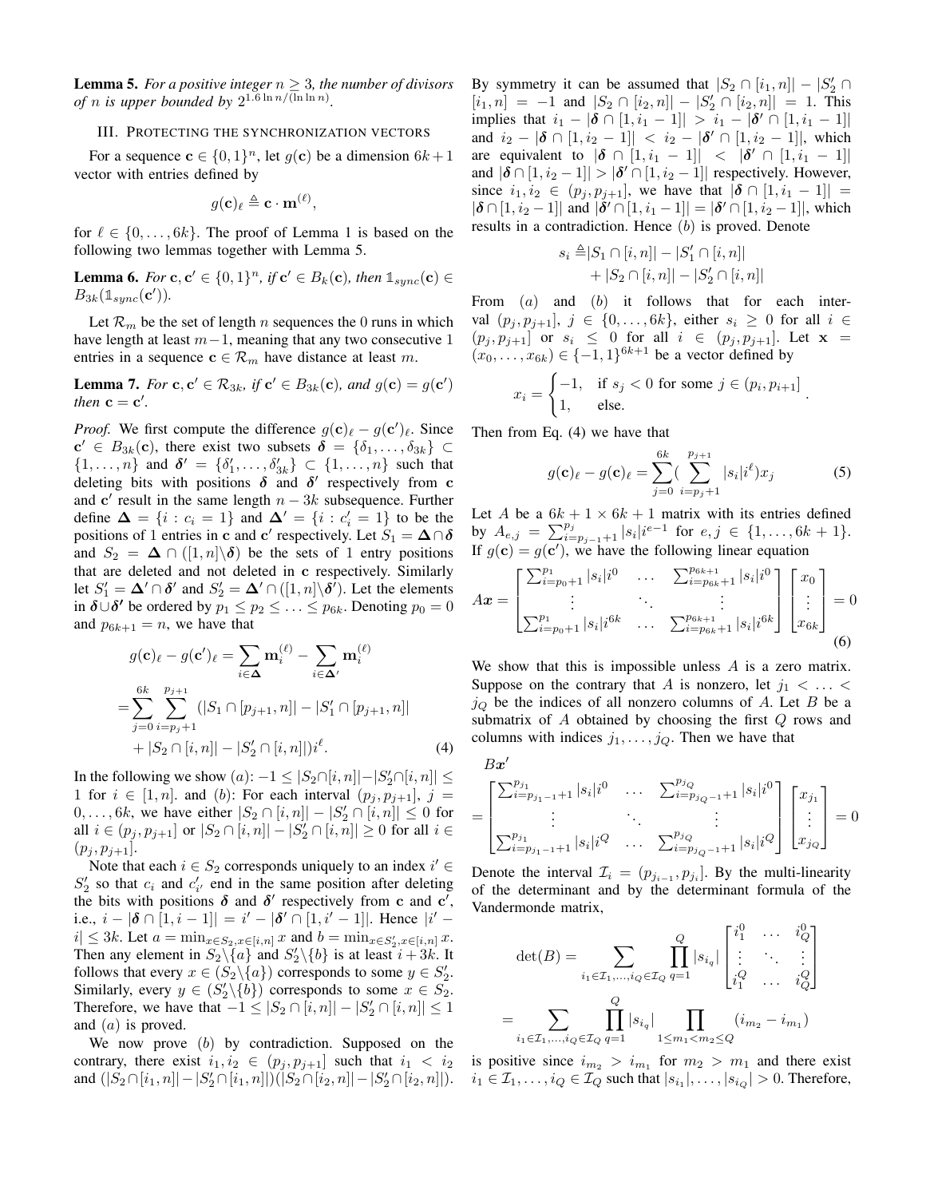**Lemma 5.** *For a positive integer $n \geq 3$, the number of divisors of $n$ is upper bounded by $2^{1.6 \ln n/(\ln \ln n)}$.*

## III. Protecting the synchronization vectors

For a sequence $\mathbf{c} \in \{0,1\}^n$, let $g(\mathbf{c})$ be a dimension $6k+1$ vector with entries defined by

$$g(\mathbf{c})_\ell \triangleq \mathbf{c} \cdot \mathbf{m}^{(\ell)},$$

for $\ell \in \{0, \ldots, 6k\}$. The proof of Lemma 1 is based on the following two lemmas together with Lemma 5.

**Lemma 6.** *For $\mathbf{c}, \mathbf{c}' \in \{0,1\}^n$, if $\mathbf{c}' \in B_k(\mathbf{c})$, then $\mathbb{1}_{sync}(\mathbf{c}) \in B_{3k}(\mathbb{1}_{sync}(\mathbf{c}'))$.*

Let $\mathcal{R}_m$ be the set of length $n$ sequences the 0 runs in which have length at least $m-1$, meaning that any two consecutive 1 entries in a sequence $\mathbf{c} \in \mathcal{R}_m$ have distance at least $m$.

**Lemma 7.** *For $\mathbf{c}, \mathbf{c}' \in \mathcal{R}_{3k}$, if $\mathbf{c}' \in B_{3k}(\mathbf{c})$, and $g(\mathbf{c}) = g(\mathbf{c}')$ then $\mathbf{c} = \mathbf{c}'$.*

*Proof.* We first compute the difference $g(\mathbf{c})_\ell - g(\mathbf{c}')_\ell$. Since $\mathbf{c}' \in B_{3k}(\mathbf{c})$, there exist two subsets $\boldsymbol{\delta} = \{\delta_1, \ldots, \delta_{3k}\} \subset \{1, \ldots, n\}$ and $\boldsymbol{\delta}' = \{\delta'_1, \ldots, \delta'_{3k}\} \subset \{1, \ldots, n\}$ such that deleting bits with positions $\boldsymbol{\delta}$ and $\boldsymbol{\delta}'$ respectively from $\mathbf{c}$ and $\mathbf{c}'$ result in the same length $n-3k$ subsequence. Further define $\boldsymbol{\Delta} = \{i : c_i = 1\}$ and $\boldsymbol{\Delta}' = \{i : c'_i = 1\}$ to be the positions of 1 entries in $\mathbf{c}$ and $\mathbf{c}'$ respectively. Let $S_1 = \boldsymbol{\Delta} \cap \boldsymbol{\delta}$ and $S_2 = \boldsymbol{\Delta} \cap ([1,n] \backslash \boldsymbol{\delta})$ be the sets of 1 entry positions that are deleted and not deleted in $\mathbf{c}$ respectively. Similarly let $S'_1 = \boldsymbol{\Delta}' \cap \boldsymbol{\delta}'$ and $S'_2 = \boldsymbol{\Delta}' \cap ([1,n] \backslash \boldsymbol{\delta}')$. Let the elements in $\boldsymbol{\delta} \cup \boldsymbol{\delta}'$ be ordered by $p_1 \leq p_2 \leq \ldots \leq p_{6k}$. Denoting $p_0 = 0$ and $p_{6k+1} = n$, we have that

$$\begin{aligned}
g(\mathbf{c})_\ell - g(\mathbf{c}')_\ell &= \sum_{i \in \boldsymbol{\Delta}} \mathbf{m}_i^{(\ell)} - \sum_{i \in \boldsymbol{\Delta}'} \mathbf{m}_i^{(\ell)} \\
=& \sum_{j=0}^{6k} \sum_{i=p_j+1}^{p_{j+1}} (|S_1 \cap [p_{j+1}, n]| - |S'_1 \cap [p_{j+1}, n]| \\
&+ |S_2 \cap [i,n]| - |S'_2 \cap [i,n]|) i^\ell. \qquad (4)
\end{aligned}$$

In the following we show $(a)$: $-1 \leq |S_2 \cap [i,n]| - |S'_2 \cap [i,n]| \leq 1$ for $i \in [1,n]$. and $(b)$: For each interval $(p_j, p_{j+1}]$, $j = 0, \ldots, 6k$, we have either $|S_2 \cap [i,n]| - |S'_2 \cap [i,n]| \leq 0$ for all $i \in (p_j, p_{j+1}]$ or $|S_2 \cap [i,n]| - |S'_2 \cap [i,n]| \geq 0$ for all $i \in (p_j, p_{j+1}]$.

Note that each $i \in S_2$ corresponds uniquely to an index $i' \in S'_2$ so that $c_i$ and $c'_{i'}$ end in the same position after deleting the bits with positions $\boldsymbol{\delta}$ and $\boldsymbol{\delta}'$ respectively from $\mathbf{c}$ and $\mathbf{c}'$, i.e., $i - |\boldsymbol{\delta} \cap [1, i-1]| = i' - |\boldsymbol{\delta}' \cap [1, i'-1]|$. Hence $|i' - i| \leq 3k$. Let $a = \min_{x \in S_2, x \in [i,n]} x$ and $b = \min_{x \in S'_2, x \in [i,n]} x$. Then any element in $S_2 \backslash \{a\}$ and $S'_2 \backslash \{b\}$ is at least $i + 3k$. It follows that every $x \in (S_2 \backslash \{a\})$ corresponds to some $y \in S'_2$. Similarly, every $y \in (S'_2 \backslash \{b\})$ corresponds to some $x \in S_2$. Therefore, we have that $-1 \leq |S_2 \cap [i,n]| - |S'_2 \cap [i,n]| \leq 1$ and $(a)$ is proved.

We now prove $(b)$ by contradiction. Supposed on the contrary, there exist $i_1, i_2 \in (p_j, p_{j+1}]$ such that $i_1 < i_2$ and $(|S_2 \cap [i_1, n]| - |S'_2 \cap [i_1, n]|)(|S_2 \cap [i_2, n]| - |S'_2 \cap [i_2, n]|)$. By symmetry it can be assumed that $|S_2 \cap [i_1, n]| - |S'_2 \cap [i_1, n]| = -1$ and $|S_2 \cap [i_2, n]| - |S'_2 \cap [i_2, n]| = 1$. This implies that $i_1 - |\boldsymbol{\delta} \cap [1, i_1 - 1]| > i_1 - |\boldsymbol{\delta}' \cap [1, i_1 - 1]|$ and $i_2 - |\boldsymbol{\delta} \cap [1, i_2 - 1]| < i_2 - |\boldsymbol{\delta}' \cap [1, i_2 - 1]|$, which are equivalent to $|\boldsymbol{\delta} \cap [1, i_1 - 1]| < |\boldsymbol{\delta}' \cap [1, i_1 - 1]|$ and $|\boldsymbol{\delta} \cap [1, i_2 - 1]| > |\boldsymbol{\delta}' \cap [1, i_2 - 1]|$ respectively. However, since $i_1, i_2 \in (p_j, p_{j+1}]$, we have that $|\boldsymbol{\delta} \cap [1, i_1 - 1]| = |\boldsymbol{\delta} \cap [1, i_2 - 1]|$ and $|\boldsymbol{\delta}' \cap [1, i_1 - 1]| = |\boldsymbol{\delta}' \cap [1, i_2 - 1]|$, which results in a contradiction. Hence $(b)$ is proved. Denote

$$\begin{aligned}
s_i \triangleq & |S_1 \cap [i,n]| - |S'_1 \cap [i,n]| \\
& + |S_2 \cap [i,n]| - |S'_2 \cap [i,n]|
\end{aligned}$$

From $(a)$ and $(b)$ it follows that for each interval $(p_j, p_{j+1}]$, $j \in \{0, \ldots, 6k\}$, either $s_i \geq 0$ for all $i \in (p_j, p_{j+1}]$ or $s_i \leq 0$ for all $i \in (p_j, p_{j+1}]$. Let $\mathbf{x} = (x_0, \ldots, x_{6k}) \in \{-1, 1\}^{6k+1}$ be a vector defined by

$$x_i = \begin{cases} -1, & \text{if } s_j < 0 \text{ for some } j \in (p_i, p_{i+1}] \\ 1, & \text{else.} \end{cases}.$$

Then from Eq. (4) we have that

$$g(\mathbf{c})_\ell - g(\mathbf{c})_\ell = \sum_{j=0}^{6k} \left( \sum_{i=p_j+1}^{p_{j+1}} |s_i| i^\ell \right) x_j \qquad (5)$$

Let $A$ be a $6k+1 \times 6k+1$ matrix with its entries defined by $A_{e,j} = \sum_{i=p_{j-1}+1}^{p_j} |s_i| i^{e-1}$ for $e, j \in \{1, \ldots, 6k+1\}$. If $g(\mathbf{c}) = g(\mathbf{c}')$, we have the following linear equation

$$A\boldsymbol{x} = \begin{bmatrix} \sum_{i=p_0+1}^{p_1} |s_i| i^0 & \ldots & \sum_{i=p_{6k}+1}^{p_{6k+1}} |s_i| i^0 \\ \vdots & \ddots & \vdots \\ \sum_{i=p_0+1}^{p_1} |s_i| i^{6k} & \ldots & \sum_{i=p_{6k}+1}^{p_{6k+1}} |s_i| i^{6k} \end{bmatrix} \begin{bmatrix} x_0 \\ \vdots \\ x_{6k} \end{bmatrix} = 0 \qquad (6)$$

We show that this is impossible unless $A$ is a zero matrix. Suppose on the contrary that $A$ is nonzero, let $j_1 < \ldots < j_Q$ be the indices of all nonzero columns of $A$. Let $B$ be a submatrix of $A$ obtained by choosing the first $Q$ rows and columns with indices $j_1, \ldots, j_Q$. Then we have that

$$\begin{aligned}
& B\boldsymbol{x}' \\
= & \begin{bmatrix} \sum_{i=p_{j_1-1}+1}^{p_{j_1}} |s_i| i^0 & \ldots & \sum_{i=p_{j_Q-1}+1}^{p_{j_Q}} |s_i| i^0 \\ \vdots & \ddots & \vdots \\ \sum_{i=p_{j_1-1}+1}^{p_{j_1}} |s_i| i^Q & \ldots & \sum_{i=p_{j_Q-1}+1}^{p_{j_Q}} |s_i| i^Q \end{bmatrix} \begin{bmatrix} x_{j_1} \\ \vdots \\ x_{j_Q} \end{bmatrix} = 0
\end{aligned}$$

Denote the interval $\mathcal{I}_i = (p_{j_{i-1}}, p_{j_i}]$. By the multi-linearity of the determinant and by the determinant formula of the Vandermonde matrix,

$$\begin{aligned}
\det(B) &= \sum_{i_1 \in \mathcal{I}_1, \ldots, i_Q \in \mathcal{I}_Q} \prod_{q=1}^{Q} |s_{i_q}| \begin{bmatrix} i_1^0 & \ldots & i_Q^0 \\ \vdots & \ddots & \vdots \\ i_1^Q & \ldots & i_Q^Q \end{bmatrix} \\
&= \sum_{i_1 \in \mathcal{I}_1, \ldots, i_Q \in \mathcal{I}_Q} \prod_{q=1}^{Q} |s_{i_q}| \prod_{1 \leq m_1 < m_2 \leq Q} (i_{m_2} - i_{m_1})
\end{aligned}$$

is positive since $i_{m_2} > i_{m_1}$ for $m_2 > m_1$ and there exist $i_1 \in \mathcal{I}_1, \ldots, i_Q \in \mathcal{I}_Q$ such that $|s_{i_1}|, \ldots, |s_{i_Q}| > 0$. Therefore,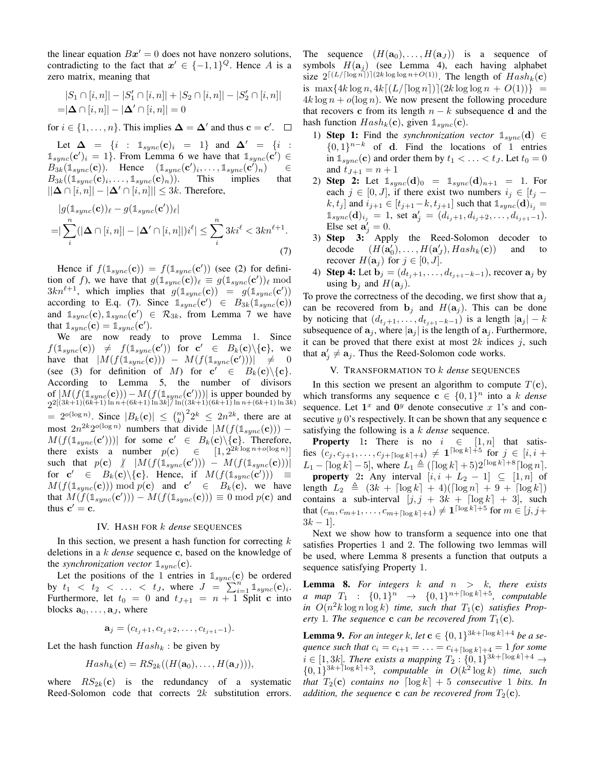the linear equation $Bx' = 0$ does not have nonzero solutions, contradicting to the fact that $x' \in \{-1,1\}^Q$. Hence $A$ is a zero matrix, meaning that

$$
\begin{aligned}
&|S_1 \cap [i,n]| - |S_1' \cap [i,n]| + |S_2 \cap [i,n]| - |S_2' \cap [i,n]| \\
=&|\mathbf{\Delta} \cap [i,n]| - |\mathbf{\Delta}' \cap [i,n]| = 0
\end{aligned}
$$

for $i \in \{1,\ldots,n\}$. This implies $\mathbf{\Delta} = \mathbf{\Delta}'$ and thus $\mathbf{c} = \mathbf{c}'$. $\square$

Let $\mathbf{\Delta} = \{i : \mathbb{1}_{sync}(\mathbf{c})_i = 1\}$ and $\mathbf{\Delta}' = \{i : \mathbb{1}_{sync}(\mathbf{c}')_i = 1\}$. From Lemma 6 we have that $\mathbb{1}_{sync}(\mathbf{c}') \in B_{3k}(\mathbb{1}_{sync}(\mathbf{c}))$. Hence $(\mathbb{1}_{sync}(\mathbf{c}')_i, \ldots, \mathbb{1}_{sync}(\mathbf{c}')_n) \in B_{3k}((\mathbb{1}_{sync}(\mathbf{c})_i, \ldots, \mathbb{1}_{sync}(\mathbf{c})_n))$. This implies that $||\mathbf{\Delta} \cap [i,n]| - |\mathbf{\Delta}' \cap [i,n]|| \le 3k$. Therefore,

$$
\begin{aligned}
&|g(\mathbb{1}_{sync}(\mathbf{c}))_\ell - g(\mathbb{1}_{sync}(\mathbf{c}'))_\ell| \\
=&|\sum_i^n (|\mathbf{\Delta} \cap [i,n]| - |\mathbf{\Delta}' \cap [i,n]|) i^\ell| \le \sum_i^n 3k i^\ell < 3kn^{\ell+1}.
\end{aligned} \tag{7}
$$

Hence if $f(\mathbb{1}_{sync}(\mathbf{c})) = f(\mathbb{1}_{sync}(\mathbf{c}'))$ (see (2) for definition of $f$), we have that $g(\mathbb{1}_{sync}(\mathbf{c}))_\ell \equiv g(\mathbb{1}_{sync}(\mathbf{c}'))_\ell \bmod 3kn^{\ell+1}$, which implies that $g(\mathbb{1}_{sync}(\mathbf{c})) = g(\mathbb{1}_{sync}(\mathbf{c}'))$ according to E.q. (7). Since $\mathbb{1}_{sync}(\mathbf{c}') \in B_{3k}(\mathbb{1}_{sync}(\mathbf{c}))$ and $\mathbb{1}_{sync}(\mathbf{c}), \mathbb{1}_{sync}(\mathbf{c}') \in \mathcal{R}_{3k}$, from Lemma 7 we have that $\mathbb{1}_{sync}(\mathbf{c}) = \mathbb{1}_{sync}(\mathbf{c}')$.

We are now ready to prove Lemma 1. Since $f(\mathbb{1}_{sync}(\mathbf{c})) \neq f(\mathbb{1}_{sync}(\mathbf{c}'))$ for $\mathbf{c}' \in B_k(\mathbf{c}) \backslash \{\mathbf{c}\}$, we have that $|M(f(\mathbb{1}_{sync}(\mathbf{c}))) - M(f(\mathbb{1}_{sync}(\mathbf{c}')))| \neq 0$ (see (3) for definition of $M$) for $\mathbf{c}' \in B_k(\mathbf{c}) \backslash \{\mathbf{c}\}$. According to Lemma 5, the number of divisors of $|M(f(\mathbb{1}_{sync}(\mathbf{c}))) - M(f(\mathbb{1}_{sync}(\mathbf{c}')))|$ is upper bounded by $2^{2[(3k+1)(6k+1)\ln n + (6k+1)\ln 3k]/\ln((3k+1)(6k+1)\ln n + (6k+1)\ln 3k)} = 2^{o(\log n)}$. Since $|B_k(\mathbf{c})| \le \binom{n}{k}^2 2^k \le 2n^{2k}$, there are at most $2n^{2k}2^{o(\log n)}$ numbers that divide $|M(f(\mathbb{1}_{sync}(\mathbf{c}))) - M(f(\mathbb{1}_{sync}(\mathbf{c}')))|$ for some $\mathbf{c}' \in B_k(\mathbf{c}) \backslash \{\mathbf{c}\}$. Therefore, there exists a number $p(\mathbf{c}) \in [1, 2^{2k \log n + o(\log n)}]$ such that $p(\mathbf{c}) \not| \; |M(f(\mathbb{1}_{sync}(\mathbf{c}'))) - M(f(\mathbb{1}_{sync}(\mathbf{c})))|$ for $\mathbf{c}' \in B_k(\mathbf{c}) \backslash \{\mathbf{c}\}$. Hence, if $M(f(\mathbb{1}_{sync}(\mathbf{c}'))) \equiv M(f(\mathbb{1}_{sync}(\mathbf{c}))) \bmod p(\mathbf{c})$ and $\mathbf{c}' \in B_k(\mathbf{c})$, we have that $M(f(\mathbb{1}_{sync}(\mathbf{c}'))) - M(f(\mathbb{1}_{sync}(\mathbf{c}))) \equiv 0 \bmod p(\mathbf{c})$ and thus $\mathbf{c}' = \mathbf{c}$.

## IV. Hash for $k$ *dense* sequences

In this section, we present a hash function for correcting $k$ deletions in a $k$ *dense* sequence $\mathbf{c}$, based on the knowledge of the *synchronization vector* $\mathbb{1}_{sync}(\mathbf{c})$.

Let the positions of the 1 entries in $\mathbb{1}_{sync}(\mathbf{c})$ be ordered by $t_1 < t_2 < \ldots < t_J$, where $J = \sum_{i=1}^n \mathbb{1}_{sync}(\mathbf{c})_i$. Furthermore, let $t_0 = 0$ and $t_{J+1} = n+1$ Split $\mathbf{c}$ into blocks $\mathbf{a}_0, \ldots, \mathbf{a}_J$, where

$$
\mathbf{a}_j = (c_{t_j+1}, c_{t_j+2}, \ldots, c_{t_{j+1}-1}).
$$

Let the hash function $Hash_k$ : be given by

$$
Hash_k(\mathbf{c}) = RS_{2k}((H(\mathbf{a}_0), \ldots, H(\mathbf{a}_J))),
$$

where $RS_{2k}(\mathbf{c})$ is the redundancy of a systematic Reed-Solomon code that corrects $2k$ substitution errors. The sequence $(H(\mathbf{a}_0), \ldots, H(\mathbf{a}_J))$ is a sequence of symbols $H(\mathbf{a}_j)$ (see Lemma 4), each having alphabet size $2^{\lceil (L/\lceil \log n \rceil) \rceil (2k \log \log n + O(1))}$. The length of $Hash_k(\mathbf{c})$ is $\max\{4k \log n, 4k \lceil (L/\lceil \log n \rceil) \rceil (2k \log \log n + O(1))\} = 4k \log n + o(\log n)$. We now present the following procedure that recovers $\mathbf{c}$ from its length $n-k$ subsequence $\mathbf{d}$ and the hash function $Hash_k(\mathbf{c})$, given $\mathbb{1}_{sync}(\mathbf{c})$.

1) **Step 1:** Find the *synchronization vector* $\mathbb{1}_{sync}(\mathbf{d}) \in \{0,1\}^{n-k}$ of $\mathbf{d}$. Find the locations of 1 entries in $\mathbb{1}_{sync}(\mathbf{c})$ and order them by $t_1 < \ldots < t_J$. Let $t_0 = 0$ and $t_{J+1} = n+1$
2) **Step 2:** Let $\mathbb{1}_{sync}(\mathbf{d})_0 = \mathbb{1}_{sync}(\mathbf{d})_{n+1} = 1$. For each $j \in [0, J]$, if there exist two numbers $i_j \in [t_j - k, t_j]$ and $i_{j+1} \in [t_{j+1} - k, t_{j+1}]$ such that $\mathbb{1}_{sync}(\mathbf{d})_{i_j} = \mathbb{1}_{sync}(\mathbf{d})_{i_j} = 1$, set $\mathbf{a}_j' = (d_{i_j+1}, d_{i_j+2}, \ldots, d_{i_{j+1}-1})$. Else set $\mathbf{a}_j' = 0$.
3) **Step 3:** Apply the Reed-Solomon decoder to decode $(H(\mathbf{a}_0'), \ldots, H(\mathbf{a}_J'), Hash_k(\mathbf{c}))$ and to recover $H(\mathbf{a}_j)$ for $j \in [0, J]$.
4) **Step 4:** Let $\mathbf{b}_j = (d_{t_j+1}, \ldots, d_{t_{j+1}-k-1})$, recover $\mathbf{a}_j$ by using $\mathbf{b}_j$ and $H(\mathbf{a}_j)$.

To prove the correctness of the decoding, we first show that $\mathbf{a}_j$ can be recovered from $\mathbf{b}_j$ and $H(\mathbf{a}_j)$. This can be done by noticing that $(d_{t_j+1}, \ldots, d_{t_{j+1}-k-1})$ is a length $|\mathbf{a}_j| - k$ subsequence of $\mathbf{a}_j$, where $|\mathbf{a}_j|$ is the length of $\mathbf{a}_j$. Furthermore, it can be proved that there exist at most $2k$ indices $j$, such that $\mathbf{a}_j' \neq \mathbf{a}_j$. Thus the Reed-Solomon code works.

## V. Transformation to $k$ *dense* sequences

In this section we present an algorithm to compute $T(\mathbf{c})$, which transforms any sequence $\mathbf{c} \in \{0,1\}^n$ into a $k$ *dense* sequence. Let $\mathbf{1}^x$ and $\mathbf{0}^y$ denote consecutive $x$ 1's and consecutive $y$ 0's respectively. It can be shown that any sequence $\mathbf{c}$ satisfying the following is a $k$ *dense* sequence.

**Property 1:** There is no $i \in [1,n]$ that satisfies $(c_j, c_{j+1}, \ldots, c_{j+\lceil \log k \rceil + 4}) \neq \mathbf{1}^{\lceil \log k \rceil + 5}$ for $j \in [i, i + L_1 - \lceil \log k \rceil - 5]$, where $L_1 \triangleq (\lceil \log k \rceil + 5) 2^{\lceil \log k \rceil + 8} \lceil \log n \rceil$.

**property 2:** Any interval $[i, i + L_2 - 1] \subseteq [1,n]$ of length $L_2 \triangleq (3k + \lceil \log k \rceil + 4)(\lceil \log n \rceil + 9 + \lceil \log k \rceil)$ contains a sub-interval $[j, j + 3k + \lceil \log k \rceil + 3]$, such that $(c_m, c_{m+1}, \ldots, c_{m+\lceil \log k \rceil + 4}) \neq \mathbf{1}^{\lceil \log k \rceil + 5}$ for $m \in [j, j + 3k - 1]$.

Next we show how to transform a sequence into one that satisfies Properties 1 and 2. The following two lemmas will be used, where Lemma 8 presents a function that outputs a sequence satisfying Property 1.

**Lemma 8.** *For integers $k$ and $n > k$, there exists a map $T_1 : \{0,1\}^n \to \{0,1\}^{n + \lceil \log k \rceil + 5}$, computable in $O(n^2 k \log n \log k)$ time, such that $T_1(\mathbf{c})$ satisfies Property 1. The sequence $\mathbf{c}$ can be recovered from $T_1(\mathbf{c})$.*

**Lemma 9.** *For an integer $k$, let $\mathbf{c} \in \{0,1\}^{3k + \lceil \log k \rceil + 4}$ be a sequence such that $c_i = c_{i+1} = \ldots = c_{i + \lceil \log k \rceil + 4} = 1$ for some $i \in [1, 3k]$. There exists a mapping $T_2 : \{0,1\}^{3k + \lceil \log k \rceil + 4} \to \{0,1\}^{3k + \lceil \log k \rceil + 3}$, computable in $O(k^2 \log k)$ time, such that $T_2(\mathbf{c})$ contains no $\lceil \log k \rceil + 5$ consecutive 1 bits. In addition, the sequence $\mathbf{c}$ can be recovered from $T_2(\mathbf{c})$.*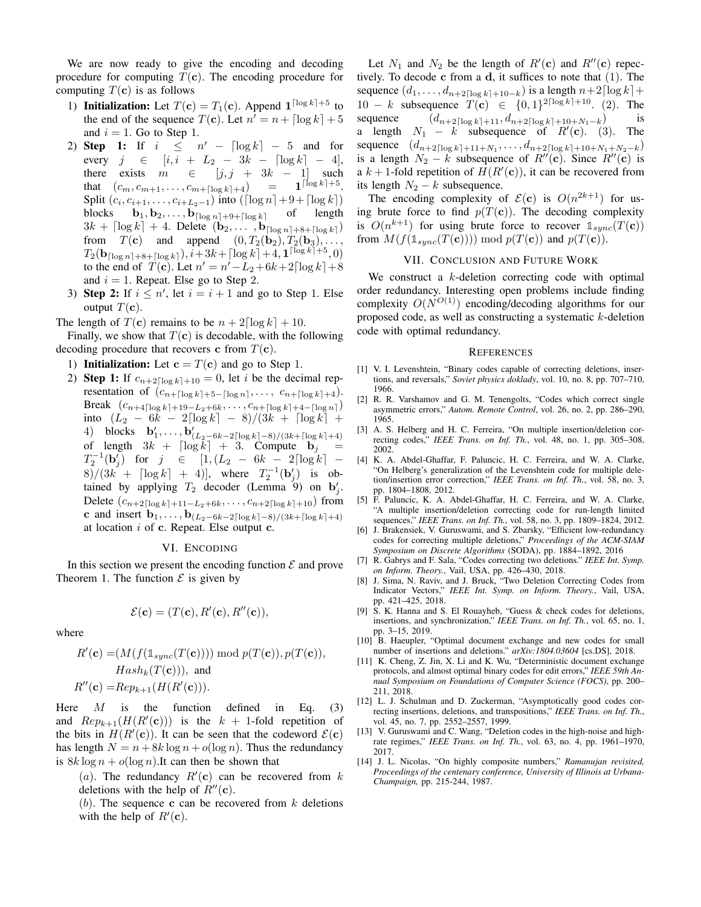We are now ready to give the encoding and decoding procedure for computing $T(\mathbf{c})$. The encoding procedure for computing $T(\mathbf{c})$ is as follows

1) **Initialization:** Let $T(\mathbf{c}) = T_1(\mathbf{c})$. Append $\mathbf{1}^{\lceil \log k \rceil + 5}$ to the end of the sequence $T(\mathbf{c})$. Let $n' = n + \lceil \log k \rceil + 5$ and $i = 1$. Go to Step 1.
2) **Step 1:** If $i \leq n' - \lceil \log k \rceil - 5$ and for every $j \in [i, i + L_2 - 3k - \lceil \log k \rceil - 4]$, there exists $m \in [j, j + 3k - 1]$ such that $(c_m, c_{m+1}, \ldots, c_{m+\lceil \log k \rceil + 4}) = \mathbf{1}^{\lceil \log k \rceil + 5}$. Split $(c_i, c_{i+1}, \ldots, c_{i+L_2-1})$ into $(\lceil \log n \rceil + 9 + \lceil \log k \rceil)$ blocks $\mathbf{b}_1, \mathbf{b}_2, \ldots, \mathbf{b}_{\lceil \log n \rceil + 9 + \lceil \log k \rceil}$ of length $3k + \lceil \log k \rceil + 4$. Delete $(\mathbf{b}_2, \ldots, \mathbf{b}_{\lceil \log n \rceil + 8 + \lceil \log k \rceil})$ from $T(\mathbf{c})$ and append $(0, T_2(\mathbf{b}_2), T_2(\mathbf{b}_3), \ldots, T_2(\mathbf{b}_{\lceil \log n \rceil + 8 + \lceil \log k \rceil}), i + 3k + \lceil \log k \rceil + 4, \mathbf{1}^{\lceil \log k \rceil + 5}, 0)$ to the end of $T(\mathbf{c})$. Let $n' = n' - L_2 + 6k + 2\lceil \log k \rceil + 8$ and $i = 1$. Repeat. Else go to Step 2.
3) **Step 2:** If $i \leq n'$, let $i = i + 1$ and go to Step 1. Else output $T(\mathbf{c})$.

The length of $T(\mathbf{c})$ remains to be $n + 2\lceil \log k \rceil + 10$.

Finally, we show that $T(\mathbf{c})$ is decodable, with the following decoding procedure that recovers $\mathbf{c}$ from $T(\mathbf{c})$.

1) **Initialization:** Let $\mathbf{c} = T(\mathbf{c})$ and go to Step 1.
2) **Step 1:** If $c_{n+2\lceil \log k \rceil + 10} = 0$, let $i$ be the decimal representation of $(c_{n+\lceil \log k \rceil + 5 - \lceil \log n \rceil}, \ldots, c_{n+\lceil \log k \rceil + 4})$. Break $(c_{n+4\lceil \log k \rceil + 19 - L_2 + 6k}, \ldots, c_{n+\lceil \log k \rceil + 4 - \lceil \log n \rceil})$ into $(L_2 - 6k - 2\lceil \log k \rceil - 8)/(3k + \lceil \log k \rceil + 4)$ blocks $\mathbf{b}'_1, \ldots, \mathbf{b}'_{(L_2 - 6k - 2\lceil \log k \rceil - 8)/(3k + \lceil \log k \rceil + 4)}$ of length $3k + \lceil \log k \rceil + 3$. Compute $\mathbf{b}_j = T_2^{-1}(\mathbf{b}'_j)$ for $j \in [1, (L_2 - 6k - 2\lceil \log k \rceil - 8)/(3k + \lceil \log k \rceil + 4)]$, where $T_2^{-1}(\mathbf{b}'_j)$ is obtained by applying $T_2$ decoder (Lemma 9) on $\mathbf{b}'_j$. Delete $(c_{n+2\lceil \log k \rceil + 11 - L_2 + 6k}, \ldots, c_{n+2\lceil \log k \rceil + 10})$ from $\mathbf{c}$ and insert $\mathbf{b}_1, \ldots, \mathbf{b}_{(L_2 - 6k - 2\lceil \log k \rceil - 8)/(3k + \lceil \log k \rceil + 4)}$ at location $i$ of $\mathbf{c}$. Repeat. Else output $\mathbf{c}$.

## VI. Encoding

In this section we present the encoding function $\mathcal{E}$ and prove Theorem 1. The function $\mathcal{E}$ is given by

$$\mathcal{E}(\mathbf{c}) = (T(\mathbf{c}), R'(\mathbf{c}), R''(\mathbf{c})),$$

where

$$\begin{aligned} R'(\mathbf{c}) =& (M(f(\mathbb{1}_{sync}(T(\mathbf{c})))) \bmod p(T(\mathbf{c})), p(T(\mathbf{c})), \\ & Hash_k(T(\mathbf{c}))), \text{ and} \\ R''(\mathbf{c}) =& Rep_{k+1}(H(R'(\mathbf{c}))). \end{aligned}$$

Here $M$ is the function defined in Eq. (3) and $Rep_{k+1}(H(R'(\mathbf{c})))$ is the $k+1$-fold repetition of the bits in $H(R'(\mathbf{c}))$. It can be seen that the codeword $\mathcal{E}(\mathbf{c})$ has length $N = n + 8k \log n + o(\log n)$. Thus the redundancy is $8k \log n + o(\log n)$.It can then be shown that

(a). The redundancy $R'(\mathbf{c})$ can be recovered from $k$ deletions with the help of $R''(\mathbf{c})$.

(b). The sequence $\mathbf{c}$ can be recovered from $k$ deletions with the help of $R'(\mathbf{c})$.

Let $N_1$ and $N_2$ be the length of $R'(\mathbf{c})$ and $R''(\mathbf{c})$ repectively. To decode $\mathbf{c}$ from a $\mathbf{d}$, it suffices to note that (1). The sequence $(d_1, \ldots, d_{n+2\lceil \log k \rceil + 10 - k})$ is a length $n + 2\lceil \log k \rceil + 10 - k$ subsequence $T(\mathbf{c}) \in \{0,1\}^{2\lceil \log k \rceil + 10}$. (2). The sequence $(d_{n+2\lceil \log k \rceil + 11}, d_{n+2\lceil \log k \rceil + 10 + N_1 - k})$ is a length $N_1 - k$ subsequence of $R'(\mathbf{c})$. (3). The sequence $(d_{n+2\lceil \log k \rceil + 11 + N_1}, \ldots, d_{n+2\lceil \log k \rceil + 10 + N_1 + N_2 - k})$ is a length $N_2 - k$ subsequence of $R''(\mathbf{c})$. Since $R''(\mathbf{c})$ is a $k+1$-fold repetition of $H(R'(\mathbf{c}))$, it can be recovered from its length $N_2 - k$ subsequence.

The encoding complexity of $\mathcal{E}(\mathbf{c})$ is $O(n^{2k+1})$ for using brute force to find $p(T(\mathbf{c}))$. The decoding complexity is $O(n^{k+1})$ for using brute force to recover $\mathbb{1}_{sync}(T(\mathbf{c}))$ from $M(f(\mathbb{1}_{sync}(T(\mathbf{c})))) \bmod p(T(\mathbf{c}))$ and $p(T(\mathbf{c}))$.

## VII. Conclusion and Future Work

We construct a $k$-deletion correcting code with optimal order redundancy. Interesting open problems include finding complexity $O(N^{O(1)})$ encoding/decoding algorithms for our proposed code, as well as constructing a systematic $k$-deletion code with optimal redundancy.

## References

[1] V. I. Levenshtein, "Binary codes capable of correcting deletions, insertions, and reversals," *Soviet physics doklady*, vol. 10, no. 8, pp. 707–710, 1966.

[2] R. R. Varshamov and G. M. Tenengolts, "Codes which correct single asymmetric errors," *Autom. Remote Control*, vol. 26, no. 2, pp. 286–290, 1965.

[3] A. S. Helberg and H. C. Ferreira, "On multiple insertion/deletion correcting codes," *IEEE Trans. on Inf. Th.*, vol. 48, no. 1, pp. 305–308, 2002.

[4] K. A. Abdel-Ghaffar, F. Paluncic, H. C. Ferreira, and W. A. Clarke, "On Helberg's generalization of the Levenshtein code for multiple deletion/insertion error correction," *IEEE Trans. on Inf. Th.*, vol. 58, no. 3, pp. 1804–1808, 2012.

[5] F. Paluncic, K. A. Abdel-Ghaffar, H. C. Ferreira, and W. A. Clarke, "A multiple insertion/deletion correcting code for run-length limited sequences," *IEEE Trans. on Inf. Th.*, vol. 58, no. 3, pp. 1809–1824, 2012.

[6] J. Brakensiek, V. Guruswami, and S. Zbarsky, "Efficient low-redundancy codes for correcting multiple deletions," *Proceedings of the ACM-SIAM Symposium on Discrete Algorithms* (SODA), pp. 1884–1892, 2016

[7] R. Gabrys and F. Sala, "Codes correcting two deletions." *IEEE Int. Symp. on Inform. Theory.*, Vail, USA, pp. 426–430, 2018.

[8] J. Sima, N. Raviv, and J. Bruck, "Two Deletion Correcting Codes from Indicator Vectors," *IEEE Int. Symp. on Inform. Theory.*, Vail, USA, pp. 421–425, 2018.

[9] S. K. Hanna and S. El Rouayheb, "Guess & check codes for deletions, insertions, and synchronization," *IEEE Trans. on Inf. Th.*, vol. 65, no. 1, pp. 3–15, 2019.

[10] B. Haeupler, "Optimal document exchange and new codes for small number of insertions and deletions." *arXiv:1804.03604* [cs.DS], 2018.

[11] K. Cheng, Z. Jin, X. Li and K. Wu, "Deterministic document exchange protocols, and almost optimal binary codes for edit errors," *IEEE 59th Annual Symposium on Foundations of Computer Science (FOCS)*, pp. 200–211, 2018.

[12] L. J. Schulman and D. Zuckerman, "Asymptotically good codes correcting insertions, deletions, and transpositions," *IEEE Trans. on Inf. Th.*, vol. 45, no. 7, pp. 2552–2557, 1999.

[13] V. Guruswami and C. Wang, "Deletion codes in the high-noise and high-rate regimes," *IEEE Trans. on Inf. Th.*, vol. 63, no. 4, pp. 1961–1970, 2017.

[14] J. L. Nicolas, "On highly composite numbers," *Ramanujan revisited, Proceedings of the centenary conference, University of Illinois at Urbana-Champaign,* pp. 215-244, 1987.